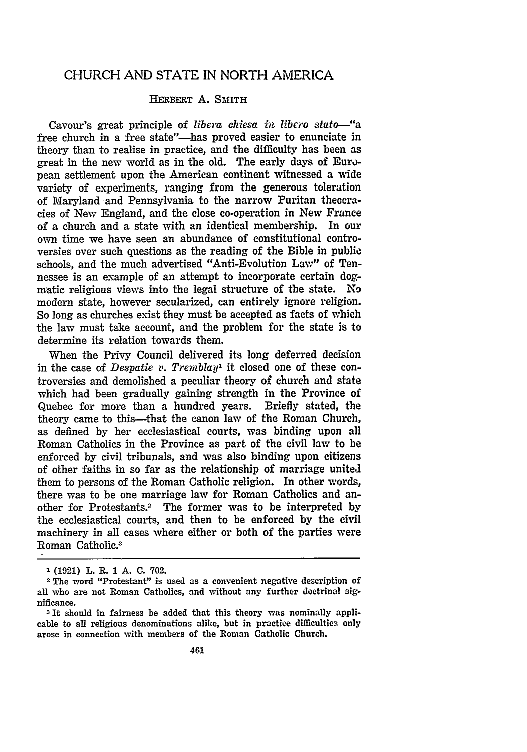# CHURCH AND STATE IN NORTH AMERICA

HERBERT A. SMITH

Cavour's great principle of *libera chiesa in libero stato*—"a free church in a free state"—has proved easier to enunciate in theory than to realise in practice, and the difficulty has been as great in the new world as in the old. The early days of European settlement upon the American continent witnessed a wide variety of experiments, ranging from the generous toleration of Maryland and Pennsylvania to the narrow Puritan theocracies of New England, and the close co-operation in New France of a church and a state with an identical membership. In our own time we have seen an abundance of constitutional controversies over such questions as the reading of the Bible in public schools, and the much advertised "Anti-Evolution Law" of Tennessee is an example of an attempt to incorporate certain dogmatic religious views into the legal structure of the state. No modern state, however secularized, can entirely ignore religion. So long as churches exist they must be accepted as facts of which the law must take account, and the problem for the state is to determine its relation towards them.

When the Privy Council delivered its long deferred decision in the case of *Despatie v. Tremblay*[1] it closed one of these controversies and demolished a peculiar theory of church and state which had been gradually gaining strength in the Province of Quebec for more than a hundred years. Briefly stated, the theory came to this—that the canon law of the Roman Church, as defined by her ecclesiastical courts, was binding upon all Roman Catholics in the Province as part of the civil law to be enforced by civil tribunals, and was also binding upon citizens of other faiths in so far as the relationship of marriage united them to persons of the Roman Catholic religion. In other words, there was to be one marriage law for Roman Catholics and another for Protestants.[2] The former was to be interpreted by the ecclesiastical courts, and then to be enforced by the civil machinery in all cases where either or both of the parties were Roman Catholic.[3]

---

[1] (1921) L. R. 1 A. C. 702.

[2] The word "Protestant" is used as a convenient negative description of all who are not Roman Catholics, and without any further doctrinal significance.

[3] It should in fairness be added that this theory was nominally applicable to all religious denominations alike, but in practice difficulties only arose in connection with members of the Roman Catholic Church.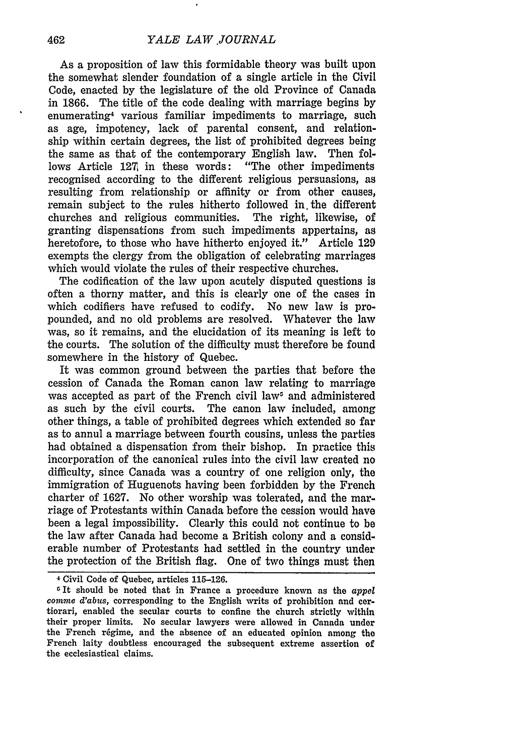As a proposition of law this formidable theory was built upon the somewhat slender foundation of a single article in the Civil Code, enacted by the legislature of the old Province of Canada in 1866. The title of the code dealing with marriage begins by enumerating[4] various familiar impediments to marriage, such as age, impotency, lack of parental consent, and relationship within certain degrees, the list of prohibited degrees being the same as that of the contemporary English law. Then follows Article 127, in these words: "The other impediments recognised according to the different religious persuasions, as resulting from relationship or affinity or from other causes, remain subject to the rules hitherto followed in the different churches and religious communities. The right, likewise, of granting dispensations from such impediments appertains, as heretofore, to those who have hitherto enjoyed it." Article 129 exempts the clergy from the obligation of celebrating marriages which would violate the rules of their respective churches.

The codification of the law upon acutely disputed questions is often a thorny matter, and this is clearly one of the cases in which codifiers have refused to codify. No new law is propounded, and no old problems are resolved. Whatever the law was, so it remains, and the elucidation of its meaning is left to the courts. The solution of the difficulty must therefore be found somewhere in the history of Quebec.

It was common ground between the parties that before the cession of Canada the Roman canon law relating to marriage was accepted as part of the French civil law[5] and administered as such by the civil courts. The canon law included, among other things, a table of prohibited degrees which extended so far as to annul a marriage between fourth cousins, unless the parties had obtained a dispensation from their bishop. In practice this incorporation of the canonical rules into the civil law created no difficulty, since Canada was a country of one religion only, the immigration of Huguenots having been forbidden by the French charter of 1627. No other worship was tolerated, and the marriage of Protestants within Canada before the cession would have been a legal impossibility. Clearly this could not continue to be the law after Canada had become a British colony and a considerable number of Protestants had settled in the country under the protection of the British flag. One of two things must then

---

[4] Civil Code of Quebec, articles 115–126.

[5] It should be noted that in France a procedure known as the *appel comme d'abus*, corresponding to the English writs of prohibition and certiorari, enabled the secular courts to confine the church strictly within their proper limits. No secular lawyers were allowed in Canada under the French régime, and the absence of an educated opinion among the French laity doubtless encouraged the subsequent extreme assertion of the ecclesiastical claims.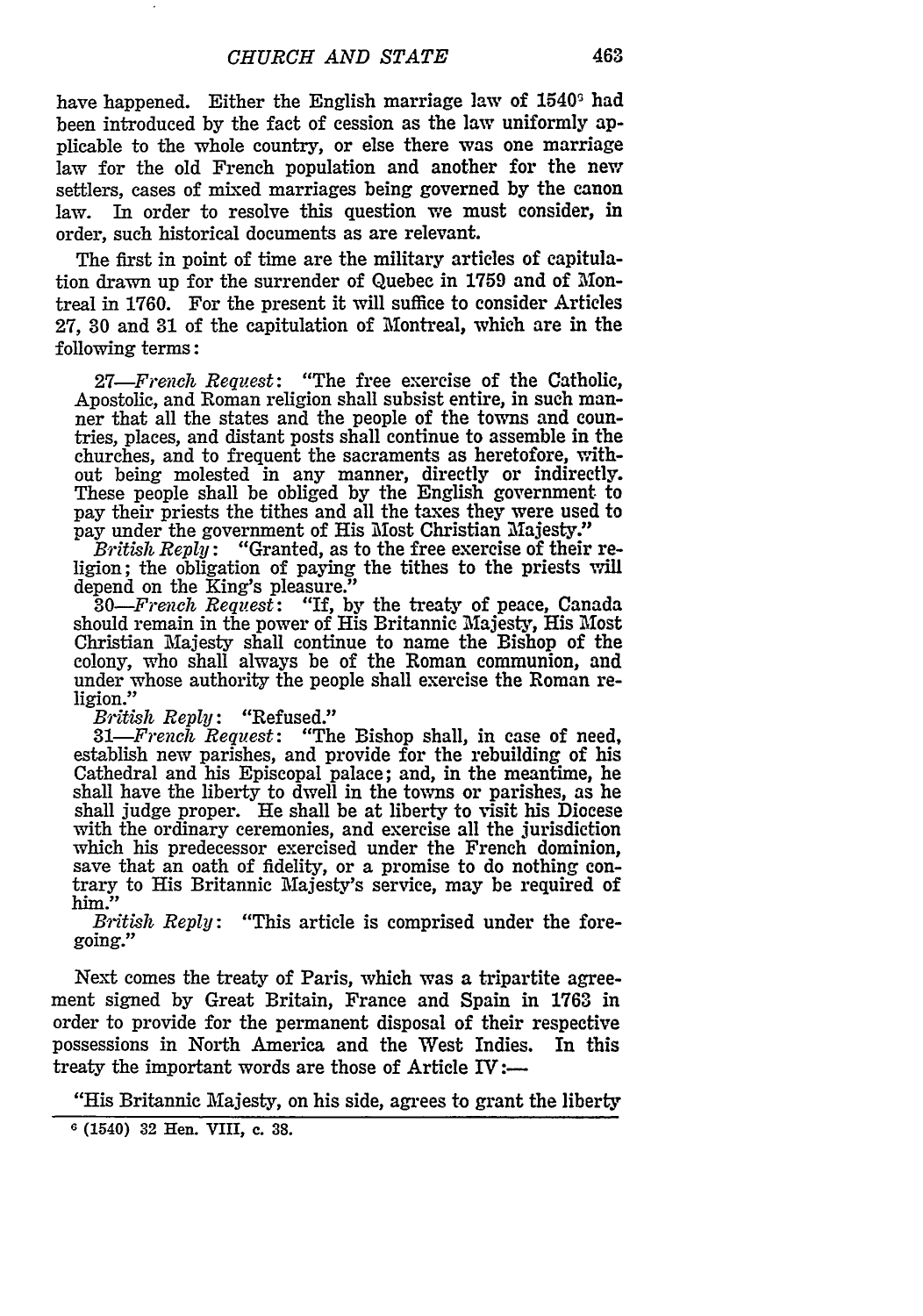have happened. Either the English marriage law of 1540[6] had been introduced by the fact of cession as the law uniformly applicable to the whole country, or else there was one marriage law for the old French population and another for the new settlers, cases of mixed marriages being governed by the canon law. In order to resolve this question we must consider, in order, such historical documents as are relevant.

The first in point of time are the military articles of capitulation drawn up for the surrender of Quebec in 1759 and of Montreal in 1760. For the present it will suffice to consider Articles 27, 30 and 31 of the capitulation of Montreal, which are in the following terms:

> 27—*French Request*: "The free exercise of the Catholic, Apostolic, and Roman religion shall subsist entire, in such manner that all the states and the people of the towns and countries, places, and distant posts shall continue to assemble in the churches, and to frequent the sacraments as heretofore, without being molested in any manner, directly or indirectly. These people shall be obliged by the English government to pay their priests the tithes and all the taxes they were used to pay under the government of His Most Christian Majesty."
>
> *British Reply*: "Granted, as to the free exercise of their religion; the obligation of paying the tithes to the priests will depend on the King's pleasure."
>
> 30—*French Request*: "If, by the treaty of peace, Canada should remain in the power of His Britannic Majesty, His Most Christian Majesty shall continue to name the Bishop of the colony, who shall always be of the Roman communion, and under whose authority the people shall exercise the Roman religion."
>
> *British Reply*: "Refused."
>
> 31—*French Request*: "The Bishop shall, in case of need, establish new parishes, and provide for the rebuilding of his Cathedral and his Episcopal palace; and, in the meantime, he shall have the liberty to dwell in the towns or parishes, as he shall judge proper. He shall be at liberty to visit his Diocese with the ordinary ceremonies, and exercise all the jurisdiction which his predecessor exercised under the French dominion, save that an oath of fidelity, or a promise to do nothing contrary to His Britannic Majesty's service, may be required of him."
>
> *British Reply*: "This article is comprised under the foregoing."

Next comes the treaty of Paris, which was a tripartite agreement signed by Great Britain, France and Spain in 1763 in order to provide for the permanent disposal of their respective possessions in North America and the West Indies. In this treaty the important words are those of Article IV:—

"His Britannic Majesty, on his side, agrees to grant the liberty

[6] (1540) 32 Hen. VIII, c. 38.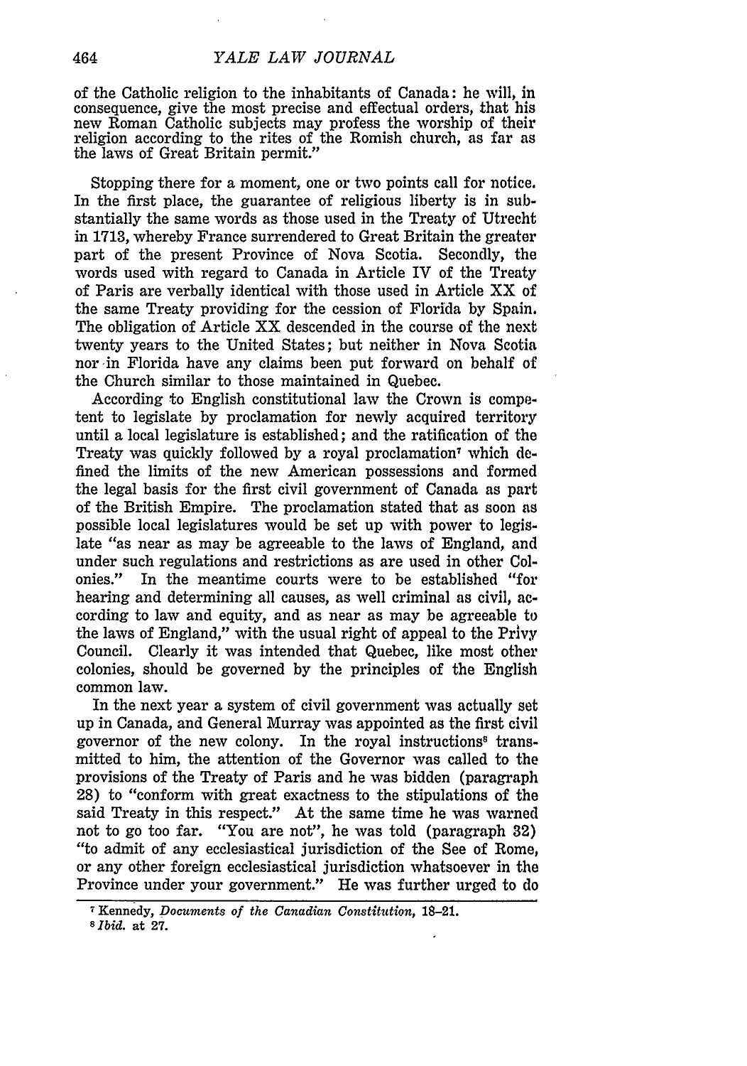of the Catholic religion to the inhabitants of Canada: he will, in consequence, give the most precise and effectual orders, that his new Roman Catholic subjects may profess the worship of their religion according to the rites of the Romish church, as far as the laws of Great Britain permit."

Stopping there for a moment, one or two points call for notice. In the first place, the guarantee of religious liberty is in substantially the same words as those used in the Treaty of Utrecht in 1713, whereby France surrendered to Great Britain the greater part of the present Province of Nova Scotia. Secondly, the words used with regard to Canada in Article IV of the Treaty of Paris are verbally identical with those used in Article XX of the same Treaty providing for the cession of Florida by Spain. The obligation of Article XX descended in the course of the next twenty years to the United States; but neither in Nova Scotia nor in Florida have any claims been put forward on behalf of the Church similar to those maintained in Quebec.

According to English constitutional law the Crown is competent to legislate by proclamation for newly acquired territory until a local legislature is established; and the ratification of the Treaty was quickly followed by a royal proclamation[7] which defined the limits of the new American possessions and formed the legal basis for the first civil government of Canada as part of the British Empire. The proclamation stated that as soon as possible local legislatures would be set up with power to legislate "as near as may be agreeable to the laws of England, and under such regulations and restrictions as are used in other Colonies." In the meantime courts were to be established "for hearing and determining all causes, as well criminal as civil, according to law and equity, and as near as may be agreeable to the laws of England," with the usual right of appeal to the Privy Council. Clearly it was intended that Quebec, like most other colonies, should be governed by the principles of the English common law.

In the next year a system of civil government was actually set up in Canada, and General Murray was appointed as the first civil governor of the new colony. In the royal instructions[8] transmitted to him, the attention of the Governor was called to the provisions of the Treaty of Paris and he was bidden (paragraph 28) to "conform with great exactness to the stipulations of the said Treaty in this respect." At the same time he was warned not to go too far. "You are not", he was told (paragraph 32) "to admit of any ecclesiastical jurisdiction of the See of Rome, or any other foreign ecclesiastical jurisdiction whatsoever in the Province under your government." He was further urged to do

[7] Kennedy, *Documents of the Canadian Constitution*, 18–21.

[8] *Ibid.* at 27.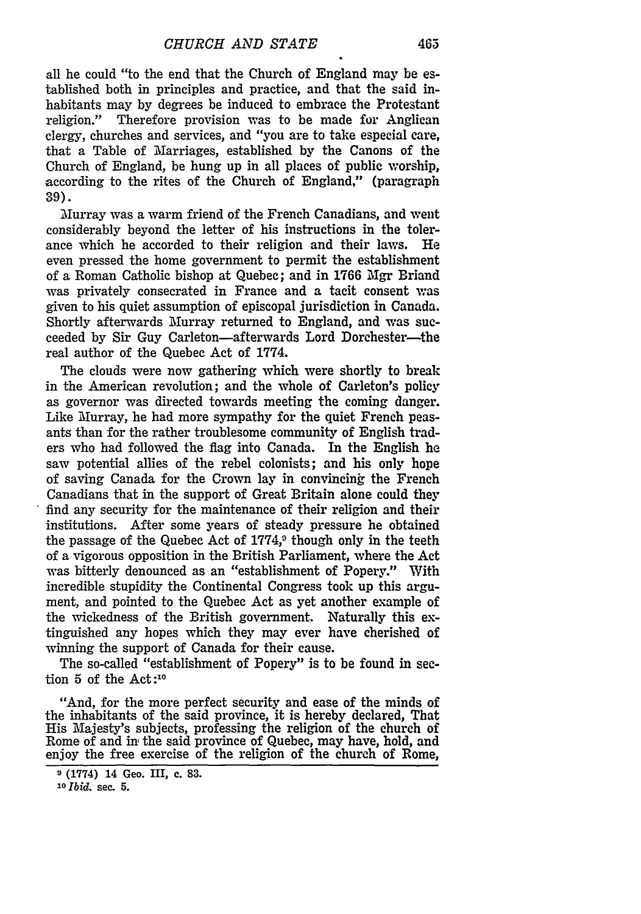all he could "to the end that the Church of England may be established both in principles and practice, and that the said inhabitants may by degrees be induced to embrace the Protestant religion." Therefore provision was to be made for Anglican clergy, churches and services, and "you are to take especial care, that a Table of Marriages, established by the Canons of the Church of England, be hung up in all places of public worship, according to the rites of the Church of England," (paragraph 39).

Murray was a warm friend of the French Canadians, and went considerably beyond the letter of his instructions in the tolerance which he accorded to their religion and their laws. He even pressed the home government to permit the establishment of a Roman Catholic bishop at Quebec; and in 1766 Mgr Briand was privately consecrated in France and a tacit consent was given to his quiet assumption of episcopal jurisdiction in Canada. Shortly afterwards Murray returned to England, and was succeeded by Sir Guy Carleton—afterwards Lord Dorchester—the real author of the Quebec Act of 1774.

The clouds were now gathering which were shortly to break in the American revolution; and the whole of Carleton's policy as governor was directed towards meeting the coming danger. Like Murray, he had more sympathy for the quiet French peasants than for the rather troublesome community of English traders who had followed the flag into Canada. In the English he saw potential allies of the rebel colonists; and his only hope of saving Canada for the Crown lay in convincing the French Canadians that in the support of Great Britain alone could they find any security for the maintenance of their religion and their institutions. After some years of steady pressure he obtained the passage of the Quebec Act of 1774,[9] though only in the teeth of a vigorous opposition in the British Parliament, where the Act was bitterly denounced as an "establishment of Popery." With incredible stupidity the Continental Congress took up this argument, and pointed to the Quebec Act as yet another example of the wickedness of the British government. Naturally this extinguished any hopes which they may ever have cherished of winning the support of Canada for their cause.

The so-called "establishment of Popery" is to be found in section 5 of the Act:[10]

> "And, for the more perfect security and ease of the minds of the inhabitants of the said province, it is hereby declared, That His Majesty's subjects, professing the religion of the church of Rome of and in the said province of Quebec, may have, hold, and enjoy the free exercise of the religion of the church of Rome,

[9] (1774) 14 Geo. III, c. 83.

[10] *Ibid.* sec. 5.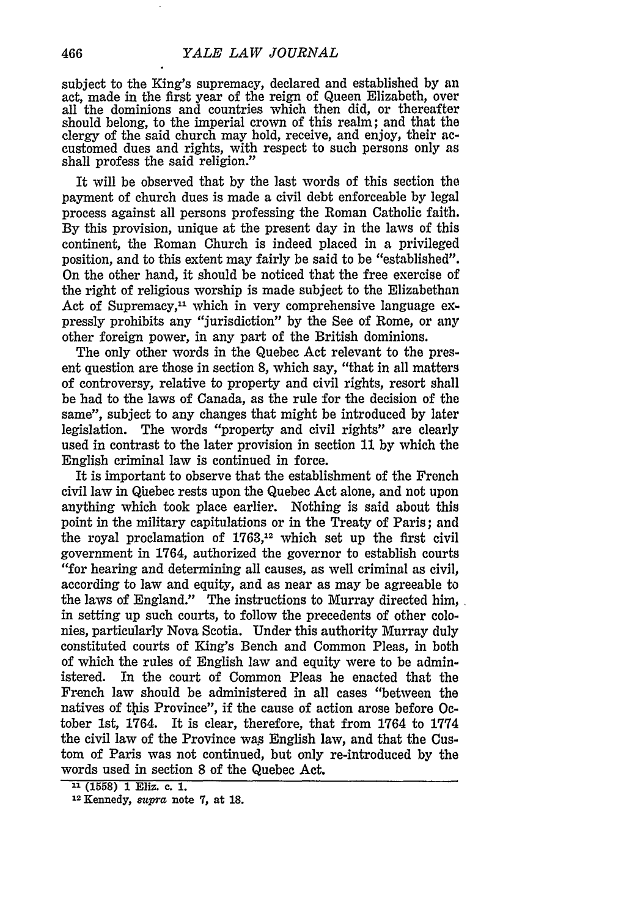subject to the King's supremacy, declared and established by an act, made in the first year of the reign of Queen Elizabeth, over all the dominions and countries which then did, or thereafter should belong, to the imperial crown of this realm; and that the clergy of the said church may hold, receive, and enjoy, their accustomed dues and rights, with respect to such persons only as shall profess the said religion."

It will be observed that by the last words of this section the payment of church dues is made a civil debt enforceable by legal process against all persons professing the Roman Catholic faith. By this provision, unique at the present day in the laws of this continent, the Roman Church is indeed placed in a privileged position, and to this extent may fairly be said to be "established". On the other hand, it should be noticed that the free exercise of the right of religious worship is made subject to the Elizabethan Act of Supremacy,[11] which in very comprehensive language expressly prohibits any "jurisdiction" by the See of Rome, or any other foreign power, in any part of the British dominions.

The only other words in the Quebec Act relevant to the present question are those in section 8, which say, "that in all matters of controversy, relative to property and civil rights, resort shall be had to the laws of Canada, as the rule for the decision of the same", subject to any changes that might be introduced by later legislation. The words "property and civil rights" are clearly used in contrast to the later provision in section 11 by which the English criminal law is continued in force.

It is important to observe that the establishment of the French civil law in Quebec rests upon the Quebec Act alone, and not upon anything which took place earlier. Nothing is said about this point in the military capitulations or in the Treaty of Paris; and the royal proclamation of 1763,[12] which set up the first civil government in 1764, authorized the governor to establish courts "for hearing and determining all causes, as well criminal as civil, according to law and equity, and as near as may be agreeable to the laws of England." The instructions to Murray directed him, in setting up such courts, to follow the precedents of other colonies, particularly Nova Scotia. Under this authority Murray duly constituted courts of King's Bench and Common Pleas, in both of which the rules of English law and equity were to be administered. In the court of Common Pleas he enacted that the French law should be administered in all cases "between the natives of this Province", if the cause of action arose before October 1st, 1764. It is clear, therefore, that from 1764 to 1774 the civil law of the Province was English law, and that the Custom of Paris was not continued, but only re-introduced by the words used in section 8 of the Quebec Act.

---

[11] (1558) 1 Eliz. c. 1.

[12] Kennedy, *supra* note 7, at 18.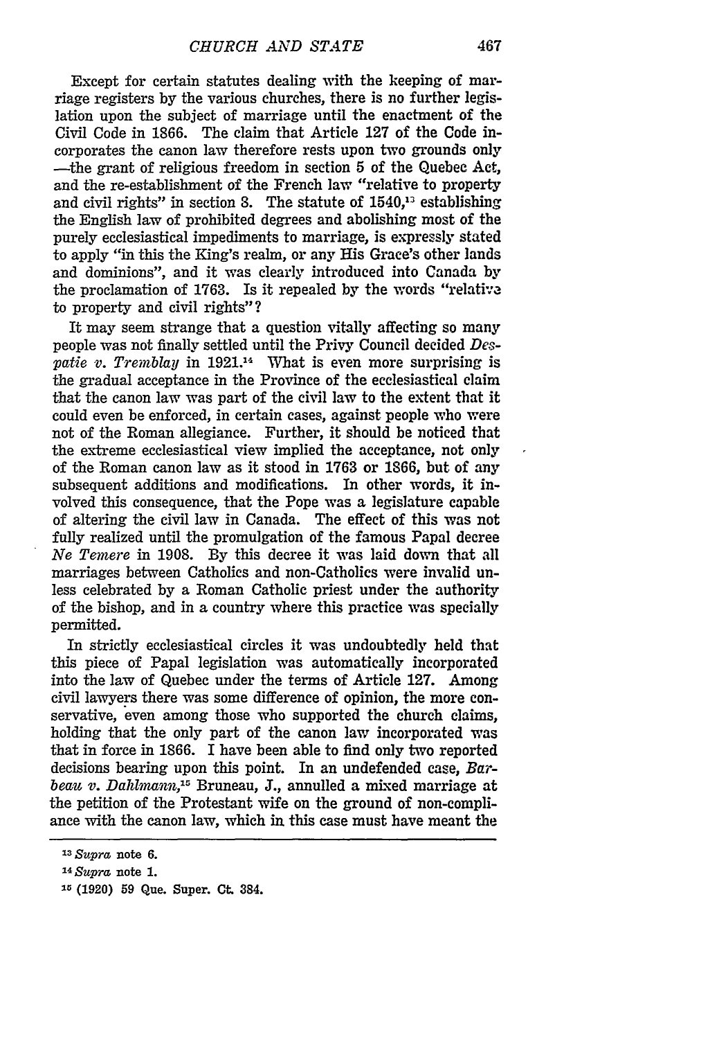Except for certain statutes dealing with the keeping of marriage registers by the various churches, there is no further legislation upon the subject of marriage until the enactment of the Civil Code in 1866. The claim that Article 127 of the Code incorporates the canon law therefore rests upon two grounds only —the grant of religious freedom in section 5 of the Quebec Act, and the re-establishment of the French law "relative to property and civil rights" in section 8. The statute of 1540,[13] establishing the English law of prohibited degrees and abolishing most of the purely ecclesiastical impediments to marriage, is expressly stated to apply "in this the King's realm, or any His Grace's other lands and dominions", and it was clearly introduced into Canada by the proclamation of 1763. Is it repealed by the words "relative to property and civil rights"?

It may seem strange that a question vitally affecting so many people was not finally settled until the Privy Council decided *Despatie v. Tremblay* in 1921.[14] What is even more surprising is the gradual acceptance in the Province of the ecclesiastical claim that the canon law was part of the civil law to the extent that it could even be enforced, in certain cases, against people who were not of the Roman allegiance. Further, it should be noticed that the extreme ecclesiastical view implied the acceptance, not only of the Roman canon law as it stood in 1763 or 1866, but of any subsequent additions and modifications. In other words, it involved this consequence, that the Pope was a legislature capable of altering the civil law in Canada. The effect of this was not fully realized until the promulgation of the famous Papal decree *Ne Temere* in 1908. By this decree it was laid down that all marriages between Catholics and non-Catholics were invalid unless celebrated by a Roman Catholic priest under the authority of the bishop, and in a country where this practice was specially permitted.

In strictly ecclesiastical circles it was undoubtedly held that this piece of Papal legislation was automatically incorporated into the law of Quebec under the terms of Article 127. Among civil lawyers there was some difference of opinion, the more conservative, even among those who supported the church claims, holding that the only part of the canon law incorporated was that in force in 1866. I have been able to find only two reported decisions bearing upon this point. In an undefended case, *Barbeau v. Dahlmann*,[15] Bruneau, J., annulled a mixed marriage at the petition of the Protestant wife on the ground of non-compliance with the canon law, which in this case must have meant the

---

[13] *Supra* note 6.

[14] *Supra* note 1.

[15] (1920) 59 Que. Super. Ct. 384.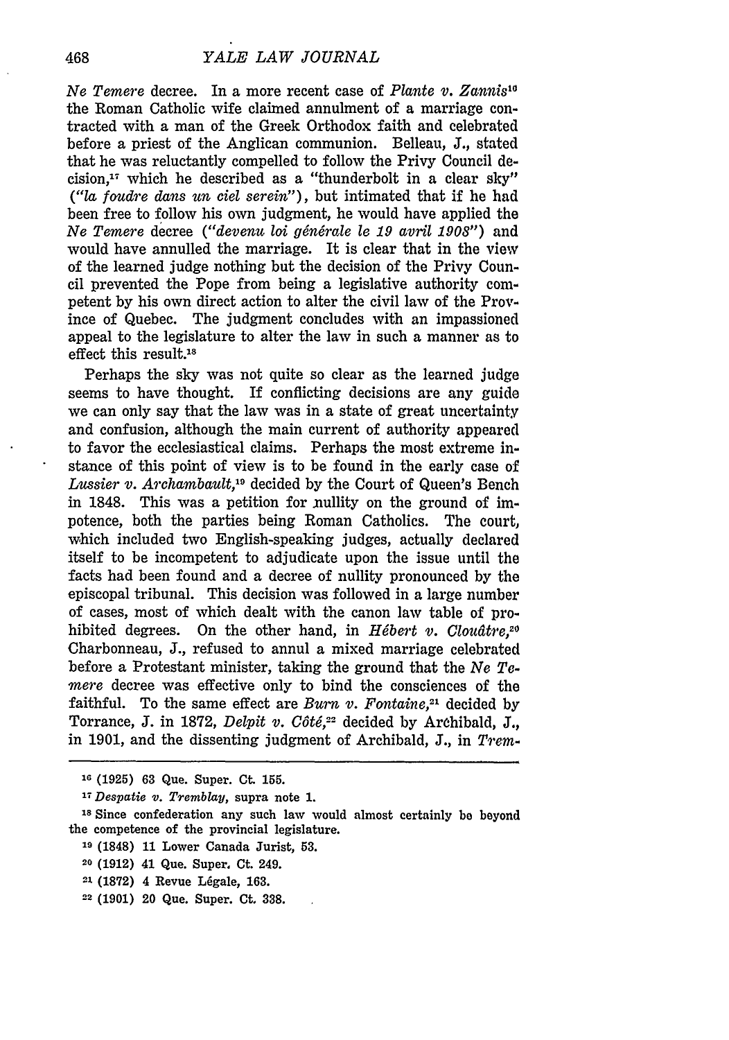*Ne Temere* decree. In a more recent case of *Plante v. Zannis*[16] the Roman Catholic wife claimed annulment of a marriage contracted with a man of the Greek Orthodox faith and celebrated before a priest of the Anglican communion. Belleau, J., stated that he was reluctantly compelled to follow the Privy Council decision,[17] which he described as a "thunderbolt in a clear sky" (*"la foudre dans un ciel serein"*), but intimated that if he had been free to follow his own judgment, he would have applied the *Ne Temere* decree (*"devenu loi générale le 19 avril 1908"*) and would have annulled the marriage. It is clear that in the view of the learned judge nothing but the decision of the Privy Council prevented the Pope from being a legislative authority competent by his own direct action to alter the civil law of the Province of Quebec. The judgment concludes with an impassioned appeal to the legislature to alter the law in such a manner as to effect this result.[18]

Perhaps the sky was not quite so clear as the learned judge seems to have thought. If conflicting decisions are any guide we can only say that the law was in a state of great uncertainty and confusion, although the main current of authority appeared to favor the ecclesiastical claims. Perhaps the most extreme instance of this point of view is to be found in the early case of *Lussier v. Archambault*,[19] decided by the Court of Queen's Bench in 1848. This was a petition for nullity on the ground of impotence, both the parties being Roman Catholics. The court, which included two English-speaking judges, actually declared itself to be incompetent to adjudicate upon the issue until the facts had been found and a decree of nullity pronounced by the episcopal tribunal. This decision was followed in a large number of cases, most of which dealt with the canon law table of prohibited degrees. On the other hand, in *Hébert v. Cloutâtre*,[20] Charbonneau, J., refused to annul a mixed marriage celebrated before a Protestant minister, taking the ground that the *Ne Temere* decree was effective only to bind the consciences of the faithful. To the same effect are *Burn v. Fontaine*,[21] decided by Torrance, J. in 1872, *Delpit v. Côté*,[22] decided by Archibald, J., in 1901, and the dissenting judgment of Archibald, J., in *Trem-*

---

[16] (1925) 63 Que. Super. Ct. 155.

[17] *Despatie v. Tremblay*, supra note 1.

[18] Since confederation any such law would almost certainly be beyond the competence of the provincial legislature.

[19] (1848) 11 Lower Canada Jurist, 53.

[20] (1912) 41 Que. Super. Ct. 249.

[21] (1872) 4 Revue Légale, 163.

[22] (1901) 20 Que. Super. Ct. 338.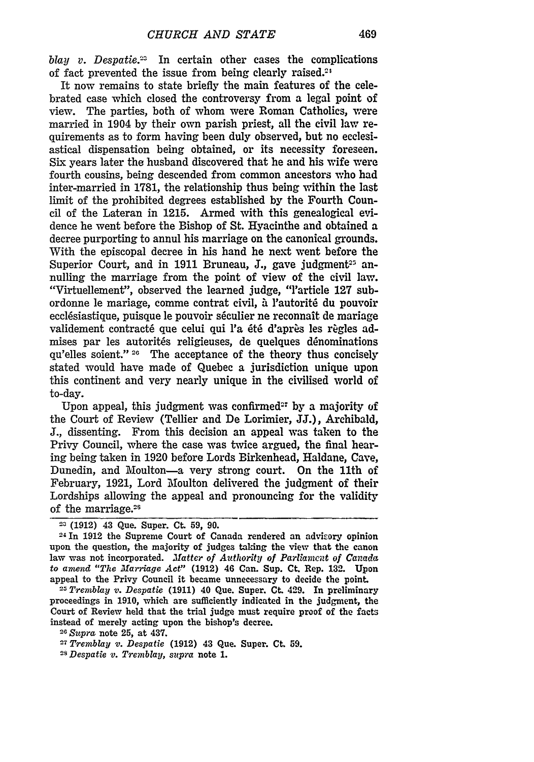*blay v. Despatie.*[23] In certain other cases the complications of fact prevented the issue from being clearly raised.[24]

It now remains to state briefly the main features of the celebrated case which closed the controversy from a legal point of view. The parties, both of whom were Roman Catholics, were married in 1904 by their own parish priest, all the civil law requirements as to form having been duly observed, but no ecclesiastical dispensation being obtained, or its necessity foreseen. Six years later the husband discovered that he and his wife were fourth cousins, being descended from common ancestors who had inter-married in 1781, the relationship thus being within the last limit of the prohibited degrees established by the Fourth Council of the Lateran in 1215. Armed with this genealogical evidence he went before the Bishop of St. Hyacinthe and obtained a decree purporting to annul his marriage on the canonical grounds. With the episcopal decree in his hand he next went before the Superior Court, and in 1911 Bruneau, J., gave judgment[25] annulling the marriage from the point of view of the civil law. "Virtuellement", observed the learned judge, "l'article 127 subordonne le mariage, comme contrat civil, à l'autorité du pouvoir ecclésiastique, puisque le pouvoir séculier ne reconnait de mariage validement contracté que celui qui l'a été d'après les règles admises par les autorités religieuses, de quelques dénominations qu'elles soient." [26] The acceptance of the theory thus concisely stated would have made of Quebec a jurisdiction unique upon this continent and very nearly unique in the civilised world of to-day.

Upon appeal, this judgment was confirmed[27] by a majority of the Court of Review (Tellier and De Lorimier, JJ.), Archibald, J., dissenting. From this decision an appeal was taken to the Privy Council, where the case was twice argued, the final hearing being taken in 1920 before Lords Birkenhead, Haldane, Cave, Dunedin, and Moulton—a very strong court. On the 11th of February, 1921, Lord Moulton delivered the judgment of their Lordships allowing the appeal and pronouncing for the validity of the marriage.[28]

---

[23] (1912) 43 Que. Super. Ct. 59, 90.

[24] In 1912 the Supreme Court of Canada rendered an advisory opinion upon the question, the majority of judges taking the view that the canon law was not incorporated. *Matter of Authority of Parliament of Canada to amend "The Marriage Act"* (1912) 46 Can. Sup. Ct. Rep. 132. Upon appeal to the Privy Council it became unnecessary to decide the point.

[25] *Tremblay v. Despatie* (1911) 40 Que. Super. Ct. 429. In preliminary proceedings in 1910, which are sufficiently indicated in the judgment, the Court of Review held that the trial judge must require proof of the facts instead of merely acting upon the bishop's decree.

[26] *Supra* note 25, at 437.

[27] *Tremblay v. Despatie* (1912) 43 Que. Super. Ct. 59.

[28] *Despatie v. Tremblay, supra* note 1.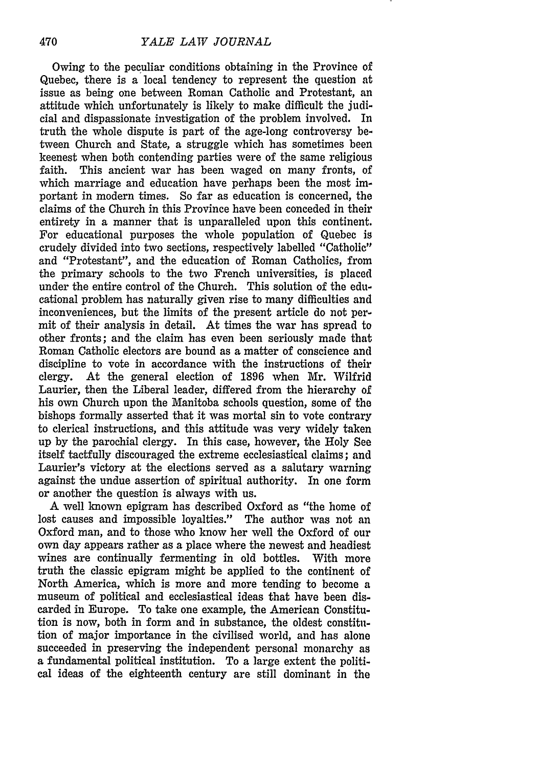Owing to the peculiar conditions obtaining in the Province of Quebec, there is a local tendency to represent the question at issue as being one between Roman Catholic and Protestant, an attitude which unfortunately is likely to make difficult the judicial and dispassionate investigation of the problem involved. In truth the whole dispute is part of the age-long controversy between Church and State, a struggle which has sometimes been keenest when both contending parties were of the same religious faith. This ancient war has been waged on many fronts, of which marriage and education have perhaps been the most important in modern times. So far as education is concerned, the claims of the Church in this Province have been conceded in their entirety in a manner that is unparalleled upon this continent. For educational purposes the whole population of Quebec is crudely divided into two sections, respectively labelled "Catholic" and "Protestant", and the education of Roman Catholics, from the primary schools to the two French universities, is placed under the entire control of the Church. This solution of the educational problem has naturally given rise to many difficulties and inconveniences, but the limits of the present article do not permit of their analysis in detail. At times the war has spread to other fronts; and the claim has even been seriously made that Roman Catholic electors are bound as a matter of conscience and discipline to vote in accordance with the instructions of their clergy. At the general election of 1896 when Mr. Wilfrid Laurier, then the Liberal leader, differed from the hierarchy of his own Church upon the Manitoba schools question, some of the bishops formally asserted that it was mortal sin to vote contrary to clerical instructions, and this attitude was very widely taken up by the parochial clergy. In this case, however, the Holy See itself tactfully discouraged the extreme ecclesiastical claims; and Laurier's victory at the elections served as a salutary warning against the undue assertion of spiritual authority. In one form or another the question is always with us.

A well known epigram has described Oxford as "the home of lost causes and impossible loyalties." The author was not an Oxford man, and to those who know her well the Oxford of our own day appears rather as a place where the newest and headiest wines are continually fermenting in old bottles. With more truth the classic epigram might be applied to the continent of North America, which is more and more tending to become a museum of political and ecclesiastical ideas that have been discarded in Europe. To take one example, the American Constitution is now, both in form and in substance, the oldest constitution of major importance in the civilised world, and has alone succeeded in preserving the independent personal monarchy as a fundamental political institution. To a large extent the political ideas of the eighteenth century are still dominant in the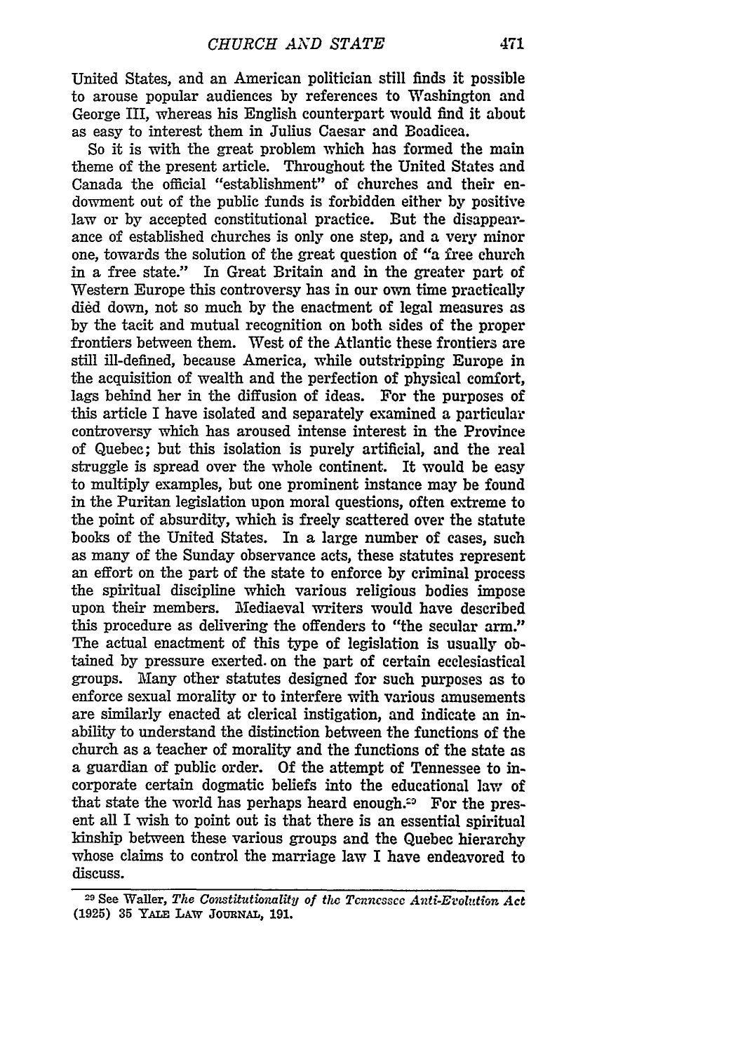United States, and an American politician still finds it possible to arouse popular audiences by references to Washington and George III, whereas his English counterpart would find it about as easy to interest them in Julius Caesar and Boadicea.

So it is with the great problem which has formed the main theme of the present article. Throughout the United States and Canada the official "establishment" of churches and their endowment out of the public funds is forbidden either by positive law or by accepted constitutional practice. But the disappearance of established churches is only one step, and a very minor one, towards the solution of the great question of "a free church in a free state." In Great Britain and in the greater part of Western Europe this controversy has in our own time practically died down, not so much by the enactment of legal measures as by the tacit and mutual recognition on both sides of the proper frontiers between them. West of the Atlantic these frontiers are still ill-defined, because America, while outstripping Europe in the acquisition of wealth and the perfection of physical comfort, lags behind her in the diffusion of ideas. For the purposes of this article I have isolated and separately examined a particular controversy which has aroused intense interest in the Province of Quebec; but this isolation is purely artificial, and the real struggle is spread over the whole continent. It would be easy to multiply examples, but one prominent instance may be found in the Puritan legislation upon moral questions, often extreme to the point of absurdity, which is freely scattered over the statute books of the United States. In a large number of cases, such as many of the Sunday observance acts, these statutes represent an effort on the part of the state to enforce by criminal process the spiritual discipline which various religious bodies impose upon their members. Mediaeval writers would have described this procedure as delivering the offenders to "the secular arm." The actual enactment of this type of legislation is usually obtained by pressure exerted on the part of certain ecclesiastical groups. Many other statutes designed for such purposes as to enforce sexual morality or to interfere with various amusements are similarly enacted at clerical instigation, and indicate an inability to understand the distinction between the functions of the church as a teacher of morality and the functions of the state as a guardian of public order. Of the attempt of Tennessee to incorporate certain dogmatic beliefs into the educational law of that state the world has perhaps heard enough.[29] For the present all I wish to point out is that there is an essential spiritual kinship between these various groups and the Quebec hierarchy whose claims to control the marriage law I have endeavored to discuss.

---

[29] See Waller, *The Constitutionality of the Tennessee Anti-Evolution Act* (1925) 35 YALE LAW JOURNAL, 191.